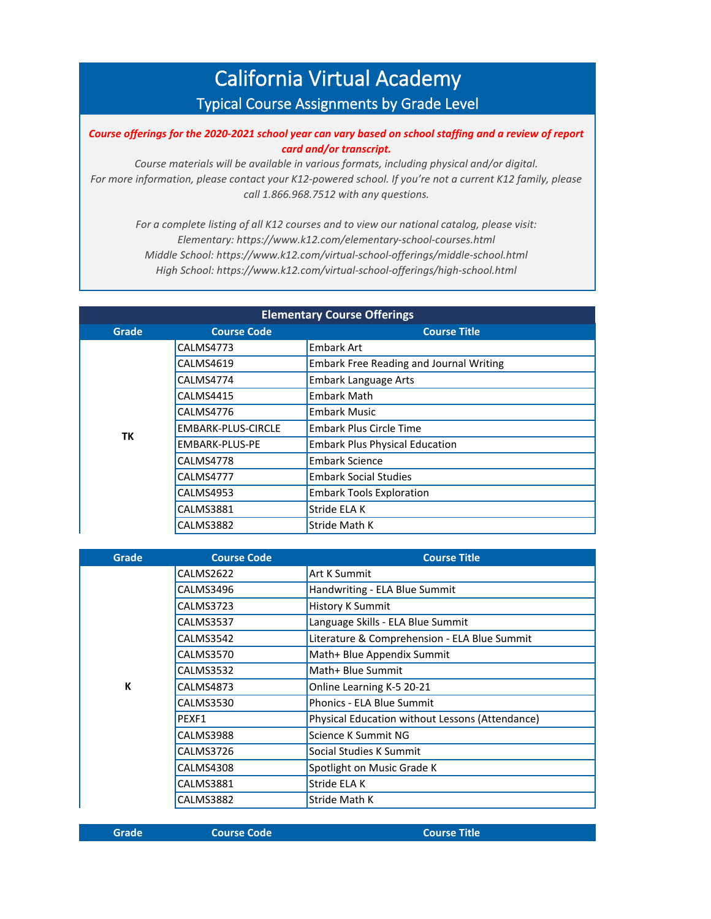# California Virtual Academy

## Typical Course Assignments by Grade Level

***Course offerings for the 2020-2021 school year can vary based on school staffing and a review of report card and/or transcript.***

*Course materials will be available in various formats, including physical and/or digital.*
*For more information, please contact your K12-powered school. If you're not a current K12 family, please call 1.866.968.7512 with any questions.*

*For a complete listing of all K12 courses and to view our national catalog, please visit:*
*Elementary: https://www.k12.com/elementary-school-courses.html*
*Middle School: https://www.k12.com/virtual-school-offerings/middle-school.html*
*High School: https://www.k12.com/virtual-school-offerings/high-school.html*

## Elementary Course Offerings

| Grade | Course Code | Course Title |
|---|---|---|
| TK | CALMS4773 | Embark Art |
| | CALMS4619 | Embark Free Reading and Journal Writing |
| | CALMS4774 | Embark Language Arts |
| | CALMS4415 | Embark Math |
| | CALMS4776 | Embark Music |
| | EMBARK-PLUS-CIRCLE | Embark Plus Circle Time |
| | EMBARK-PLUS-PE | Embark Plus Physical Education |
| | CALMS4778 | Embark Science |
| | CALMS4777 | Embark Social Studies |
| | CALMS4953 | Embark Tools Exploration |
| | CALMS3881 | Stride ELA K |
| | CALMS3882 | Stride Math K |

| Grade | Course Code | Course Title |
|---|---|---|
| K | CALMS2622 | Art K Summit |
| | CALMS3496 | Handwriting - ELA Blue Summit |
| | CALMS3723 | History K Summit |
| | CALMS3537 | Language Skills - ELA Blue Summit |
| | CALMS3542 | Literature & Comprehension - ELA Blue Summit |
| | CALMS3570 | Math+ Blue Appendix Summit |
| | CALMS3532 | Math+ Blue Summit |
| | CALMS4873 | Online Learning K-5 20-21 |
| | CALMS3530 | Phonics - ELA Blue Summit |
| | PEXF1 | Physical Education without Lessons (Attendance) |
| | CALMS3988 | Science K Summit NG |
| | CALMS3726 | Social Studies K Summit |
| | CALMS4308 | Spotlight on Music Grade K |
| | CALMS3881 | Stride ELA K |
| | CALMS3882 | Stride Math K |

| Grade | Course Code | Course Title |
|---|---|---|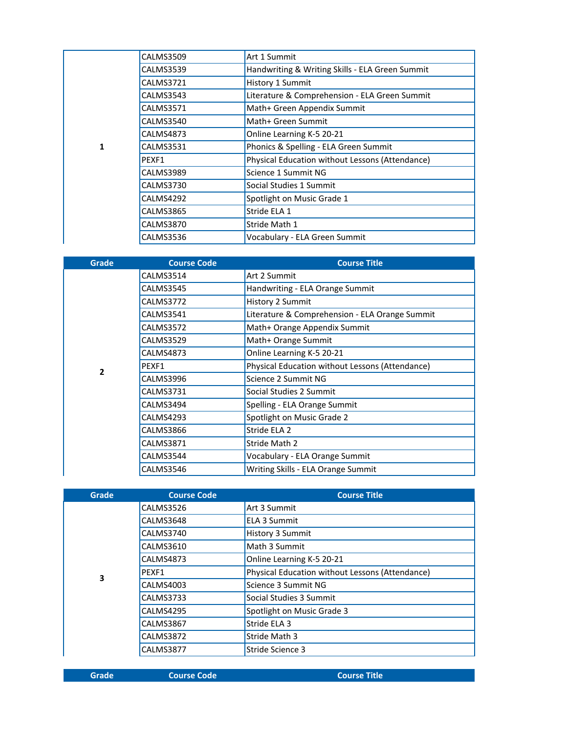| Grade | Course Code | Course Title |
| --- | --- | --- |
| 1 | CALMS3509 | Art 1 Summit |
| | CALMS3539 | Handwriting & Writing Skills - ELA Green Summit |
| | CALMS3721 | History 1 Summit |
| | CALMS3543 | Literature & Comprehension - ELA Green Summit |
| | CALMS3571 | Math+ Green Appendix Summit |
| | CALMS3540 | Math+ Green Summit |
| | CALMS4873 | Online Learning K-5 20-21 |
| | CALMS3531 | Phonics & Spelling - ELA Green Summit |
| | PEXF1 | Physical Education without Lessons (Attendance) |
| | CALMS3989 | Science 1 Summit NG |
| | CALMS3730 | Social Studies 1 Summit |
| | CALMS4292 | Spotlight on Music Grade 1 |
| | CALMS3865 | Stride ELA 1 |
| | CALMS3870 | Stride Math 1 |
| | CALMS3536 | Vocabulary - ELA Green Summit |

| Grade | Course Code | Course Title |
| --- | --- | --- |
| 2 | CALMS3514 | Art 2 Summit |
| | CALMS3545 | Handwriting - ELA Orange Summit |
| | CALMS3772 | History 2 Summit |
| | CALMS3541 | Literature & Comprehension - ELA Orange Summit |
| | CALMS3572 | Math+ Orange Appendix Summit |
| | CALMS3529 | Math+ Orange Summit |
| | CALMS4873 | Online Learning K-5 20-21 |
| | PEXF1 | Physical Education without Lessons (Attendance) |
| | CALMS3996 | Science 2 Summit NG |
| | CALMS3731 | Social Studies 2 Summit |
| | CALMS3494 | Spelling - ELA Orange Summit |
| | CALMS4293 | Spotlight on Music Grade 2 |
| | CALMS3866 | Stride ELA 2 |
| | CALMS3871 | Stride Math 2 |
| | CALMS3544 | Vocabulary - ELA Orange Summit |
| | CALMS3546 | Writing Skills - ELA Orange Summit |

| Grade | Course Code | Course Title |
| --- | --- | --- |
| 3 | CALMS3526 | Art 3 Summit |
| | CALMS3648 | ELA 3 Summit |
| | CALMS3740 | History 3 Summit |
| | CALMS3610 | Math 3 Summit |
| | CALMS4873 | Online Learning K-5 20-21 |
| | PEXF1 | Physical Education without Lessons (Attendance) |
| | CALMS4003 | Science 3 Summit NG |
| | CALMS3733 | Social Studies 3 Summit |
| | CALMS4295 | Spotlight on Music Grade 3 |
| | CALMS3867 | Stride ELA 3 |
| | CALMS3872 | Stride Math 3 |
| | CALMS3877 | Stride Science 3 |

| Grade | Course Code | Course Title |
| --- | --- | --- |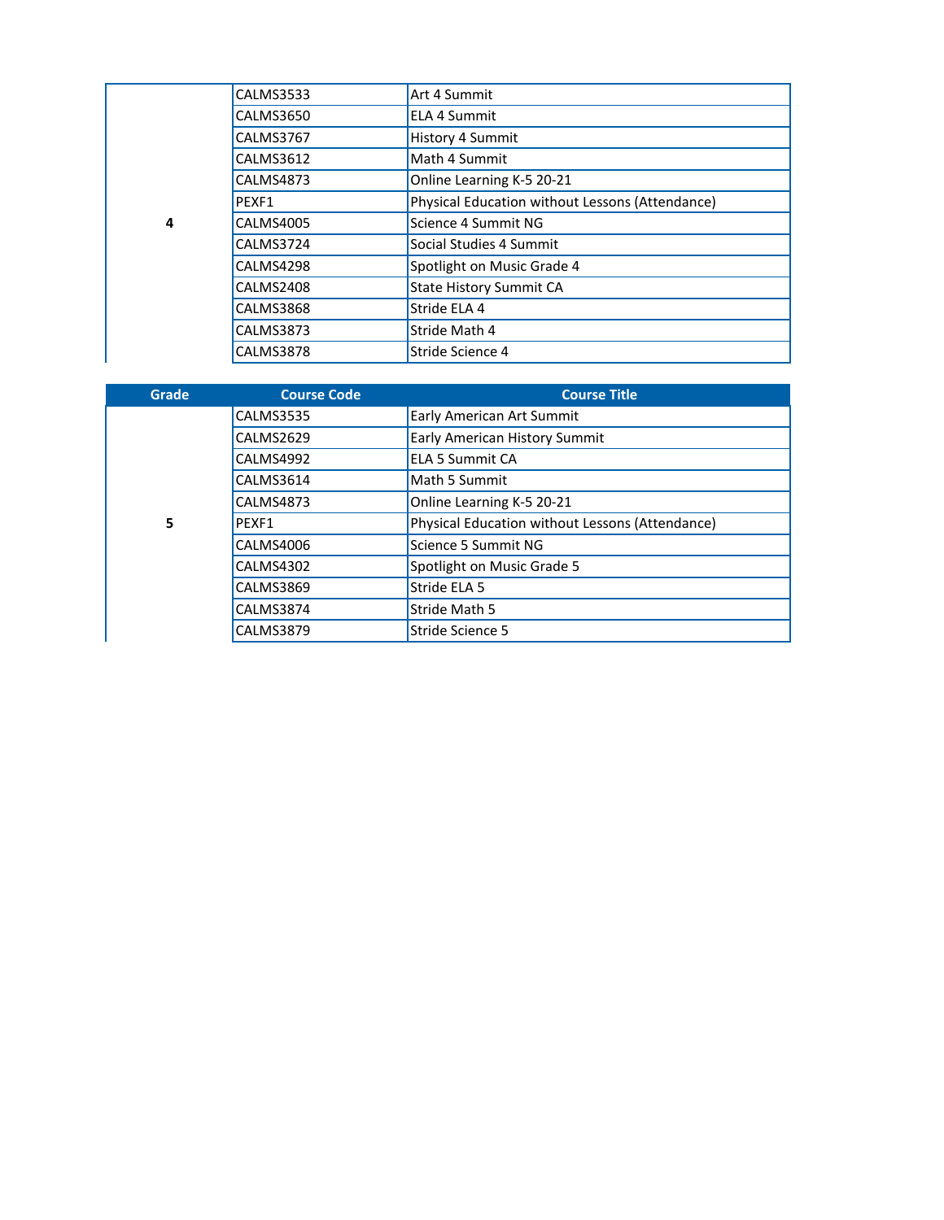| Grade | Course Code | Course Title |
|---|---|---|
| 4 | CALMS3533 | Art 4 Summit |
| | CALMS3650 | ELA 4 Summit |
| | CALMS3767 | History 4 Summit |
| | CALMS3612 | Math 4 Summit |
| | CALMS4873 | Online Learning K-5 20-21 |
| | PEXF1 | Physical Education without Lessons (Attendance) |
| | CALMS4005 | Science 4 Summit NG |
| | CALMS3724 | Social Studies 4 Summit |
| | CALMS4298 | Spotlight on Music Grade 4 |
| | CALMS2408 | State History Summit CA |
| | CALMS3868 | Stride ELA 4 |
| | CALMS3873 | Stride Math 4 |
| | CALMS3878 | Stride Science 4 |

| Grade | Course Code | Course Title |
|---|---|---|
| 5 | CALMS3535 | Early American Art Summit |
| | CALMS2629 | Early American History Summit |
| | CALMS4992 | ELA 5 Summit CA |
| | CALMS3614 | Math 5 Summit |
| | CALMS4873 | Online Learning K-5 20-21 |
| | PEXF1 | Physical Education without Lessons (Attendance) |
| | CALMS4006 | Science 5 Summit NG |
| | CALMS4302 | Spotlight on Music Grade 5 |
| | CALMS3869 | Stride ELA 5 |
| | CALMS3874 | Stride Math 5 |
| | CALMS3879 | Stride Science 5 |